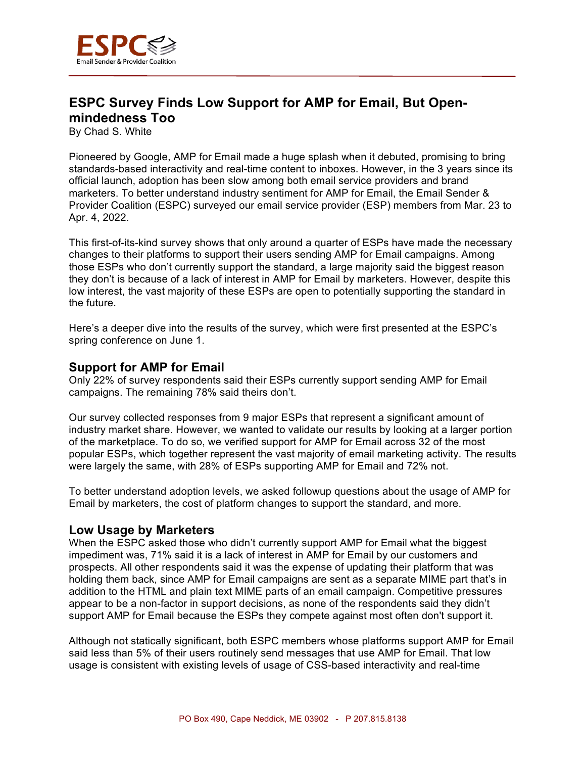# ESPC Survey Finds Low Support for AMP for Email, But Open-mindedness Too

By Chad S. White

Pioneered by Google, AMP for Email made a huge splash when it debuted, promising to bring standards-based interactivity and real-time content to inboxes. However, in the 3 years since its official launch, adoption has been slow among both email service providers and brand marketers. To better understand industry sentiment for AMP for Email, the Email Sender & Provider Coalition (ESPC) surveyed our email service provider (ESP) members from Mar. 23 to Apr. 4, 2022.

This first-of-its-kind survey shows that only around a quarter of ESPs have made the necessary changes to their platforms to support their users sending AMP for Email campaigns. Among those ESPs who don't currently support the standard, a large majority said the biggest reason they don't is because of a lack of interest in AMP for Email by marketers. However, despite this low interest, the vast majority of these ESPs are open to potentially supporting the standard in the future.

Here's a deeper dive into the results of the survey, which were first presented at the ESPC's spring conference on June 1.

## Support for AMP for Email

Only 22% of survey respondents said their ESPs currently support sending AMP for Email campaigns. The remaining 78% said theirs don't.

Our survey collected responses from 9 major ESPs that represent a significant amount of industry market share. However, we wanted to validate our results by looking at a larger portion of the marketplace. To do so, we verified support for AMP for Email across 32 of the most popular ESPs, which together represent the vast majority of email marketing activity. The results were largely the same, with 28% of ESPs supporting AMP for Email and 72% not.

To better understand adoption levels, we asked followup questions about the usage of AMP for Email by marketers, the cost of platform changes to support the standard, and more.

## Low Usage by Marketers

When the ESPC asked those who didn't currently support AMP for Email what the biggest impediment was, 71% said it is a lack of interest in AMP for Email by our customers and prospects. All other respondents said it was the expense of updating their platform that was holding them back, since AMP for Email campaigns are sent as a separate MIME part that's in addition to the HTML and plain text MIME parts of an email campaign. Competitive pressures appear to be a non-factor in support decisions, as none of the respondents said they didn't support AMP for Email because the ESPs they compete against most often don't support it.

Although not statically significant, both ESPC members whose platforms support AMP for Email said less than 5% of their users routinely send messages that use AMP for Email. That low usage is consistent with existing levels of usage of CSS-based interactivity and real-time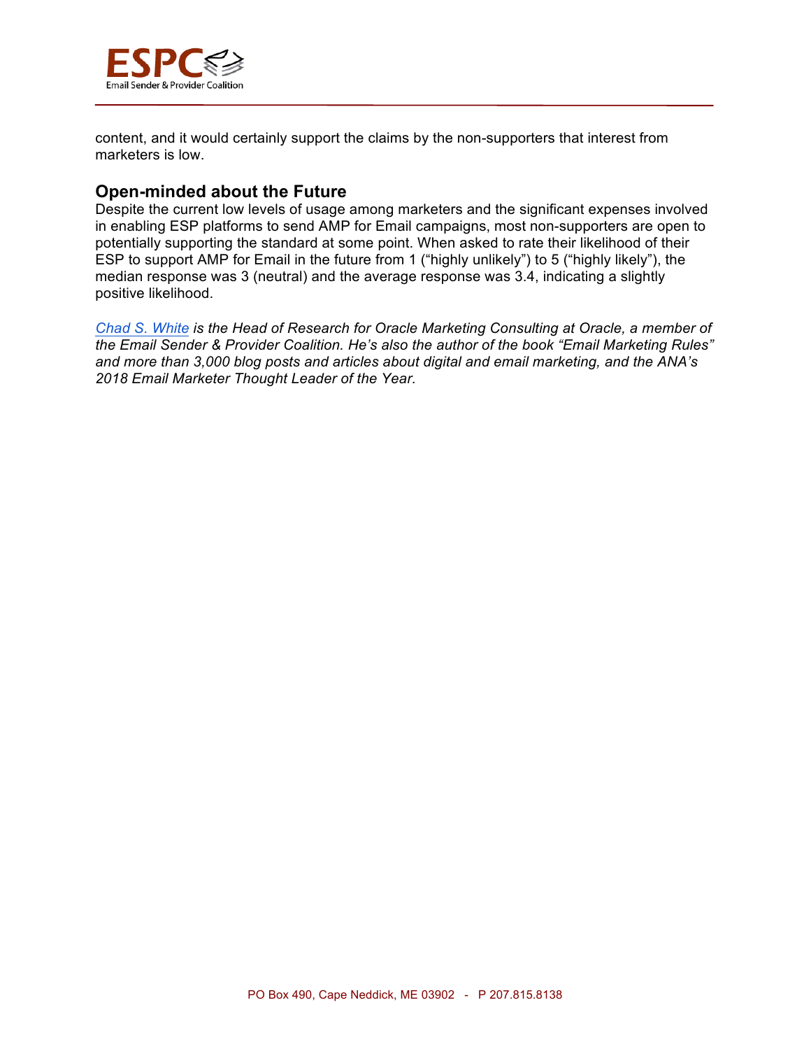content, and it would certainly support the claims by the non-supporters that interest from marketers is low.

## Open-minded about the Future

Despite the current low levels of usage among marketers and the significant expenses involved in enabling ESP platforms to send AMP for Email campaigns, most non-supporters are open to potentially supporting the standard at some point. When asked to rate their likelihood of their ESP to support AMP for Email in the future from 1 (“highly unlikely”) to 5 (“highly likely”), the median response was 3 (neutral) and the average response was 3.4, indicating a slightly positive likelihood.

*Chad S. White is the Head of Research for Oracle Marketing Consulting at Oracle, a member of the Email Sender & Provider Coalition. He’s also the author of the book “Email Marketing Rules” and more than 3,000 blog posts and articles about digital and email marketing, and the ANA’s 2018 Email Marketer Thought Leader of the Year.*